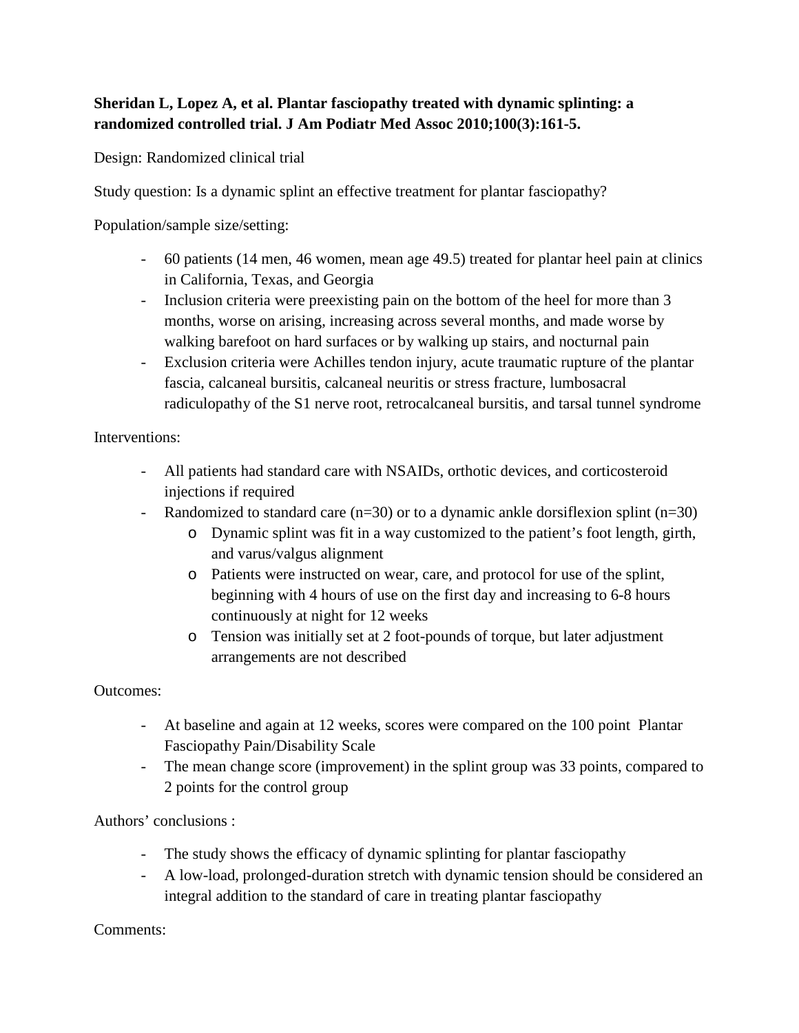**Sheridan L, Lopez A, et al. Plantar fasciopathy treated with dynamic splinting: a randomized controlled trial. J Am Podiatr Med Assoc 2010;100(3):161-5.**

Design: Randomized clinical trial

Study question: Is a dynamic splint an effective treatment for plantar fasciopathy?

Population/sample size/setting:

- 60 patients (14 men, 46 women, mean age 49.5) treated for plantar heel pain at clinics in California, Texas, and Georgia
- Inclusion criteria were preexisting pain on the bottom of the heel for more than 3 months, worse on arising, increasing across several months, and made worse by walking barefoot on hard surfaces or by walking up stairs, and nocturnal pain
- Exclusion criteria were Achilles tendon injury, acute traumatic rupture of the plantar fascia, calcaneal bursitis, calcaneal neuritis or stress fracture, lumbosacral radiculopathy of the S1 nerve root, retrocalcaneal bursitis, and tarsal tunnel syndrome

Interventions:

- All patients had standard care with NSAIDs, orthotic devices, and corticosteroid injections if required
- Randomized to standard care (n=30) or to a dynamic ankle dorsiflexion splint (n=30)
    - Dynamic splint was fit in a way customized to the patient's foot length, girth, and varus/valgus alignment
    - Patients were instructed on wear, care, and protocol for use of the splint, beginning with 4 hours of use on the first day and increasing to 6-8 hours continuously at night for 12 weeks
    - Tension was initially set at 2 foot-pounds of torque, but later adjustment arrangements are not described

Outcomes:

- At baseline and again at 12 weeks, scores were compared on the 100 point Plantar Fasciopathy Pain/Disability Scale
- The mean change score (improvement) in the splint group was 33 points, compared to 2 points for the control group

Authors' conclusions :

- The study shows the efficacy of dynamic splinting for plantar fasciopathy
- A low-load, prolonged-duration stretch with dynamic tension should be considered an integral addition to the standard of care in treating plantar fasciopathy

Comments: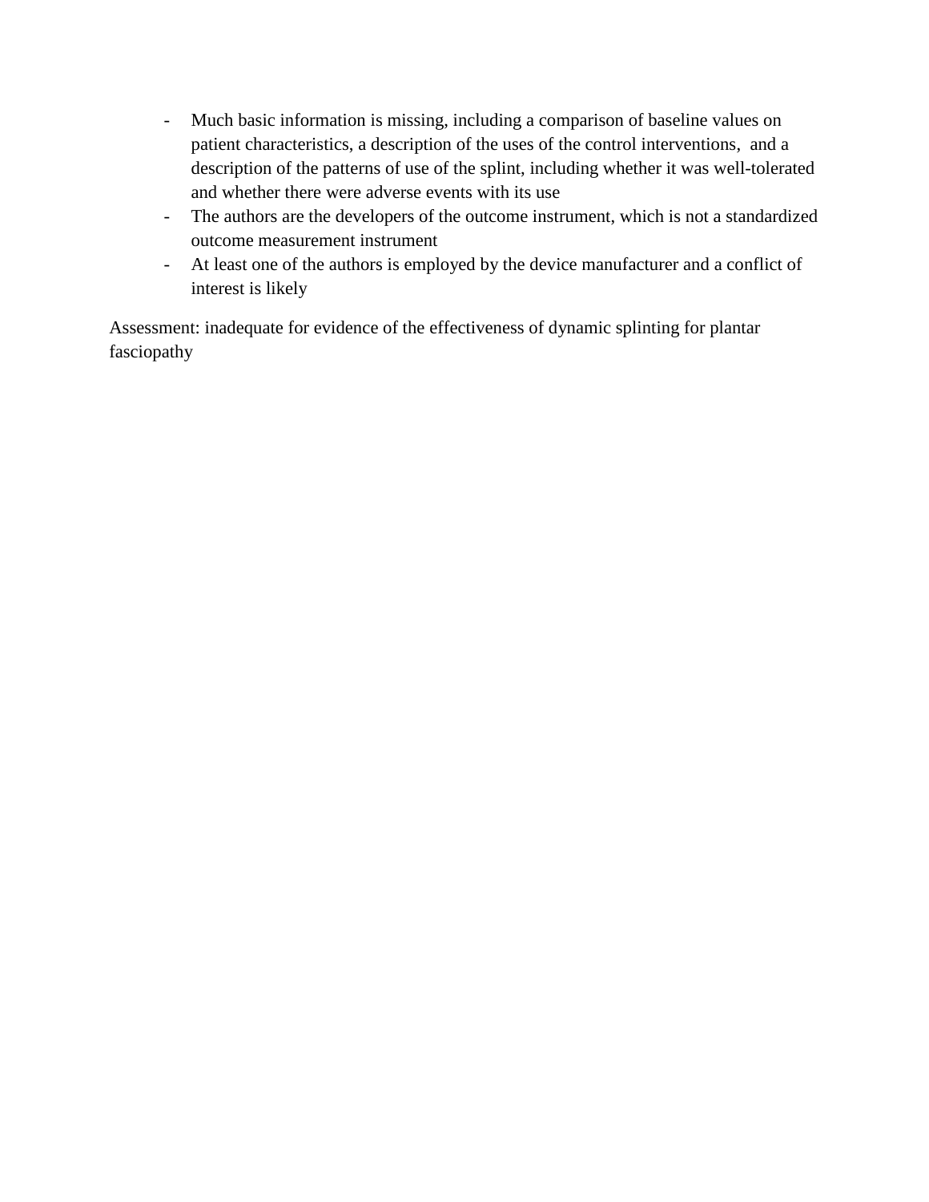- Much basic information is missing, including a comparison of baseline values on patient characteristics, a description of the uses of the control interventions,  and a description of the patterns of use of the splint, including whether it was well-tolerated and whether there were adverse events with its use
- The authors are the developers of the outcome instrument, which is not a standardized outcome measurement instrument
- At least one of the authors is employed by the device manufacturer and a conflict of interest is likely

Assessment: inadequate for evidence of the effectiveness of dynamic splinting for plantar fasciopathy